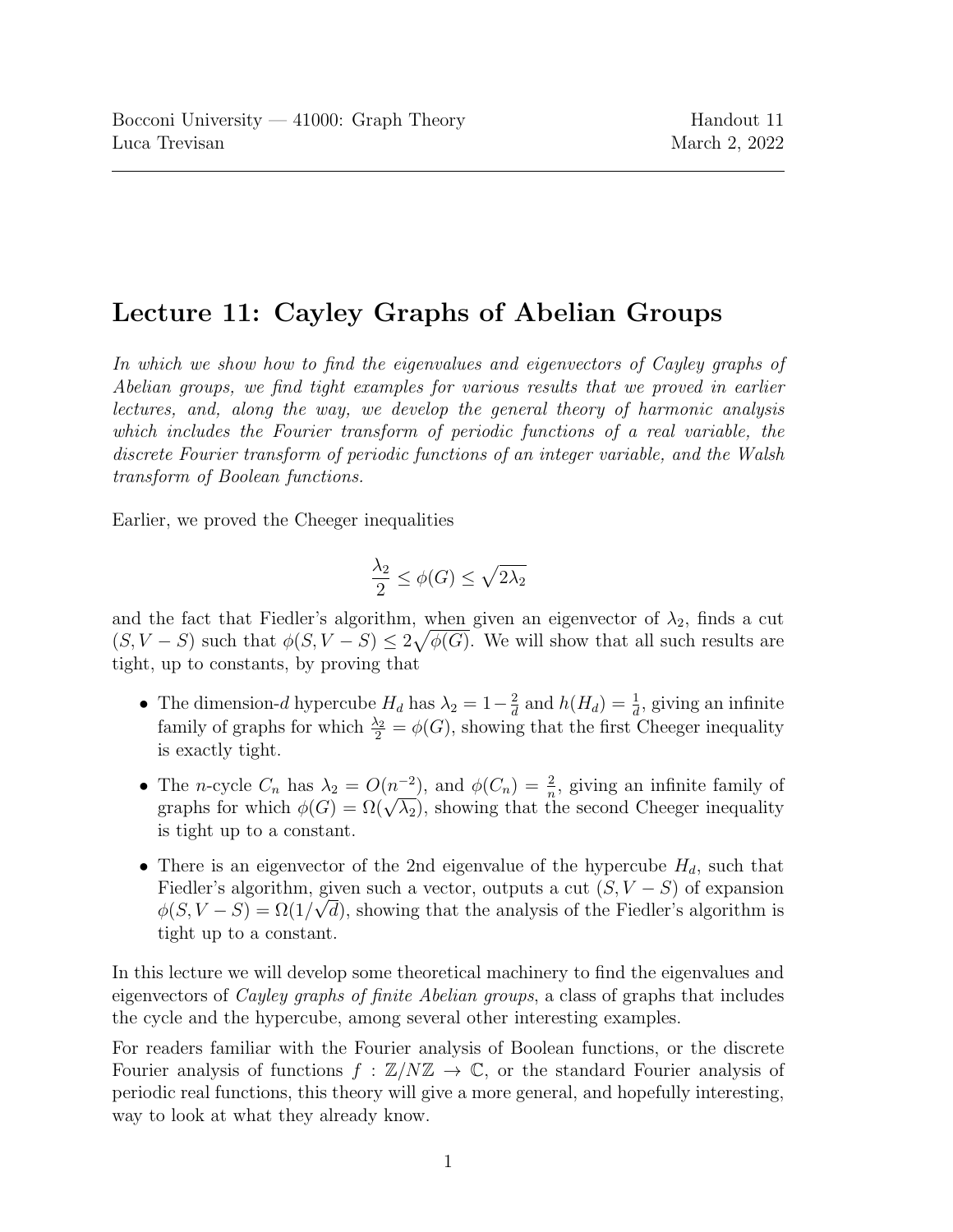Bocconi University — 41000: Graph Theory
Luca Trevisan

Handout 11
March 2, 2022

# Lecture 11: Cayley Graphs of Abelian Groups

*In which we show how to find the eigenvalues and eigenvectors of Cayley graphs of Abelian groups, we find tight examples for various results that we proved in earlier lectures, and, along the way, we develop the general theory of harmonic analysis which includes the Fourier transform of periodic functions of a real variable, the discrete Fourier transform of periodic functions of an integer variable, and the Walsh transform of Boolean functions.*

Earlier, we proved the Cheeger inequalities

$$\frac{\lambda_2}{2} \leq \phi(G) \leq \sqrt{2\lambda_2}$$

and the fact that Fiedler's algorithm, when given an eigenvector of $\lambda_2$, finds a cut $(S, V-S)$ such that $\phi(S, V-S) \leq 2\sqrt{\phi(G)}$. We will show that all such results are tight, up to constants, by proving that

- The dimension-$d$ hypercube $H_d$ has $\lambda_2 = 1 - \frac{2}{d}$ and $h(H_d) = \frac{1}{d}$, giving an infinite family of graphs for which $\frac{\lambda_2}{2} = \phi(G)$, showing that the first Cheeger inequality is exactly tight.
- The $n$-cycle $C_n$ has $\lambda_2 = O(n^{-2})$, and $\phi(C_n) = \frac{2}{n}$, giving an infinite family of graphs for which $\phi(G) = \Omega(\sqrt{\lambda_2})$, showing that the second Cheeger inequality is tight up to a constant.
- There is an eigenvector of the 2nd eigenvalue of the hypercube $H_d$, such that Fiedler's algorithm, given such a vector, outputs a cut $(S, V-S)$ of expansion $\phi(S, V-S) = \Omega(1/\sqrt{d})$, showing that the analysis of the Fiedler's algorithm is tight up to a constant.

In this lecture we will develop some theoretical machinery to find the eigenvalues and eigenvectors of *Cayley graphs of finite Abelian groups*, a class of graphs that includes the cycle and the hypercube, among several other interesting examples.

For readers familiar with the Fourier analysis of Boolean functions, or the discrete Fourier analysis of functions $f : \mathbb{Z}/N\mathbb{Z} \to \mathbb{C}$, or the standard Fourier analysis of periodic real functions, this theory will give a more general, and hopefully interesting, way to look at what they already know.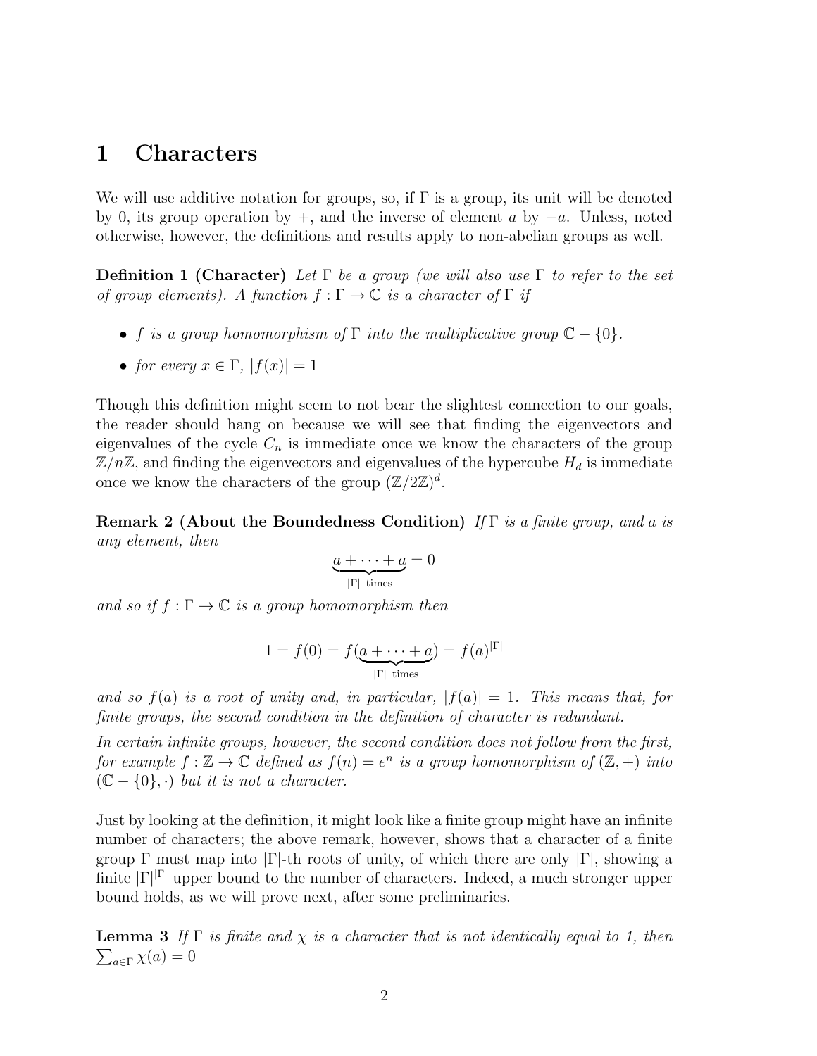# 1 Characters

We will use additive notation for groups, so, if $\Gamma$ is a group, its unit will be denoted by 0, its group operation by +, and the inverse of element $a$ by $-a$. Unless, noted otherwise, however, the definitions and results apply to non-abelian groups as well.

**Definition 1 (Character)** *Let $\Gamma$ be a group (we will also use $\Gamma$ to refer to the set of group elements). A function $f : \Gamma \to \mathbb{C}$ is a character of $\Gamma$ if*

- *$f$ is a group homomorphism of $\Gamma$ into the multiplicative group $\mathbb{C} - \{0\}$.*
- *for every $x \in \Gamma$, $|f(x)| = 1$*

Though this definition might seem to not bear the slightest connection to our goals, the reader should hang on because we will see that finding the eigenvectors and eigenvalues of the cycle $C_n$ is immediate once we know the characters of the group $\mathbb{Z}/n\mathbb{Z}$, and finding the eigenvectors and eigenvalues of the hypercube $H_d$ is immediate once we know the characters of the group $(\mathbb{Z}/2\mathbb{Z})^d$.

**Remark 2 (About the Boundedness Condition)** *If $\Gamma$ is a finite group, and $a$ is any element, then*

$$\underbrace{a + \cdots + a}_{|\Gamma| \text{ times}} = 0$$

*and so if $f : \Gamma \to \mathbb{C}$ is a group homomorphism then*

$$1 = f(0) = f(\underbrace{a + \cdots + a}_{|\Gamma| \text{ times}}) = f(a)^{|\Gamma|}$$

*and so $f(a)$ is a root of unity and, in particular, $|f(a)| = 1$. This means that, for finite groups, the second condition in the definition of character is redundant.*

*In certain infinite groups, however, the second condition does not follow from the first, for example $f : \mathbb{Z} \to \mathbb{C}$ defined as $f(n) = e^n$ is a group homomorphism of $(\mathbb{Z}, +)$ into $(\mathbb{C} - \{0\}, \cdot)$ but it is not a character.*

Just by looking at the definition, it might look like a finite group might have an infinite number of characters; the above remark, however, shows that a character of a finite group $\Gamma$ must map into $|\Gamma|$-th roots of unity, of which there are only $|\Gamma|$, showing a finite $|\Gamma|^{|\Gamma|}$ upper bound to the number of characters. Indeed, a much stronger upper bound holds, as we will prove next, after some preliminaries.

**Lemma 3** *If $\Gamma$ is finite and $\chi$ is a character that is not identically equal to 1, then $\sum_{a \in \Gamma} \chi(a) = 0$*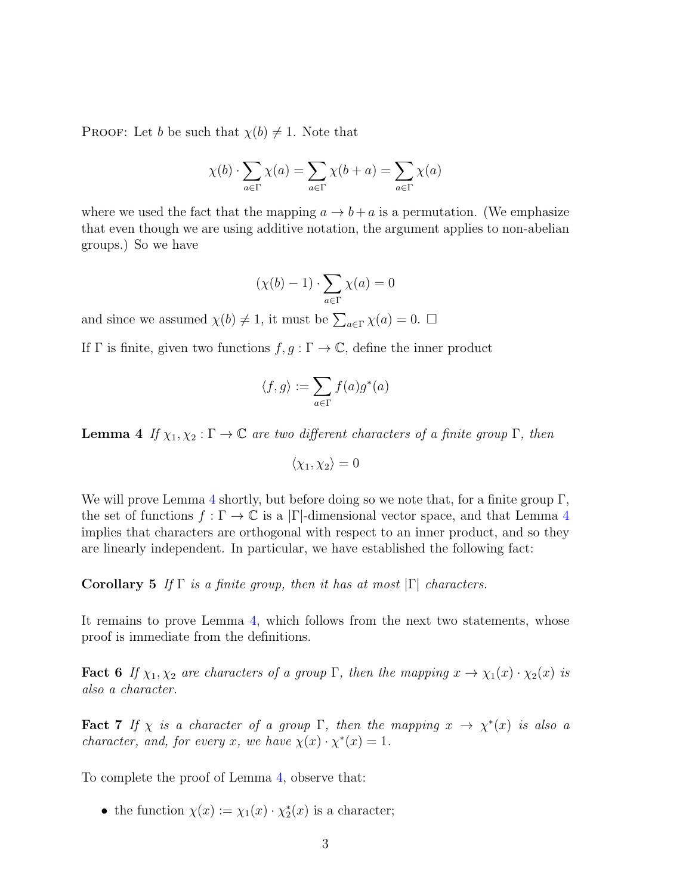Proof: Let $b$ be such that $\chi(b) \neq 1$. Note that

$$\chi(b) \cdot \sum_{a \in \Gamma} \chi(a) = \sum_{a \in \Gamma} \chi(b + a) = \sum_{a \in \Gamma} \chi(a)$$

where we used the fact that the mapping $a \to b + a$ is a permutation. (We emphasize that even though we are using additive notation, the argument applies to non-abelian groups.) So we have

$$(\chi(b) - 1) \cdot \sum_{a \in \Gamma} \chi(a) = 0$$

and since we assumed $\chi(b) \neq 1$, it must be $\sum_{a \in \Gamma} \chi(a) = 0$. □

If $\Gamma$ is finite, given two functions $f, g : \Gamma \to \mathbb{C}$, define the inner product

$$\langle f, g \rangle := \sum_{a \in \Gamma} f(a) g^*(a)$$

**Lemma 4** *If $\chi_1, \chi_2 : \Gamma \to \mathbb{C}$ are two different characters of a finite group $\Gamma$, then*

$$\langle \chi_1, \chi_2 \rangle = 0$$

We will prove Lemma 4 shortly, but before doing so we note that, for a finite group $\Gamma$, the set of functions $f : \Gamma \to \mathbb{C}$ is a $|\Gamma|$-dimensional vector space, and that Lemma 4 implies that characters are orthogonal with respect to an inner product, and so they are linearly independent. In particular, we have established the following fact:

**Corollary 5** *If $\Gamma$ is a finite group, then it has at most $|\Gamma|$ characters.*

It remains to prove Lemma 4, which follows from the next two statements, whose proof is immediate from the definitions.

**Fact 6** *If $\chi_1, \chi_2$ are characters of a group $\Gamma$, then the mapping $x \to \chi_1(x) \cdot \chi_2(x)$ is also a character.*

**Fact 7** *If $\chi$ is a character of a group $\Gamma$, then the mapping $x \to \chi^*(x)$ is also a character, and, for every $x$, we have $\chi(x) \cdot \chi^*(x) = 1$.*

To complete the proof of Lemma 4, observe that:

- the function $\chi(x) := \chi_1(x) \cdot \chi_2^*(x)$ is a character;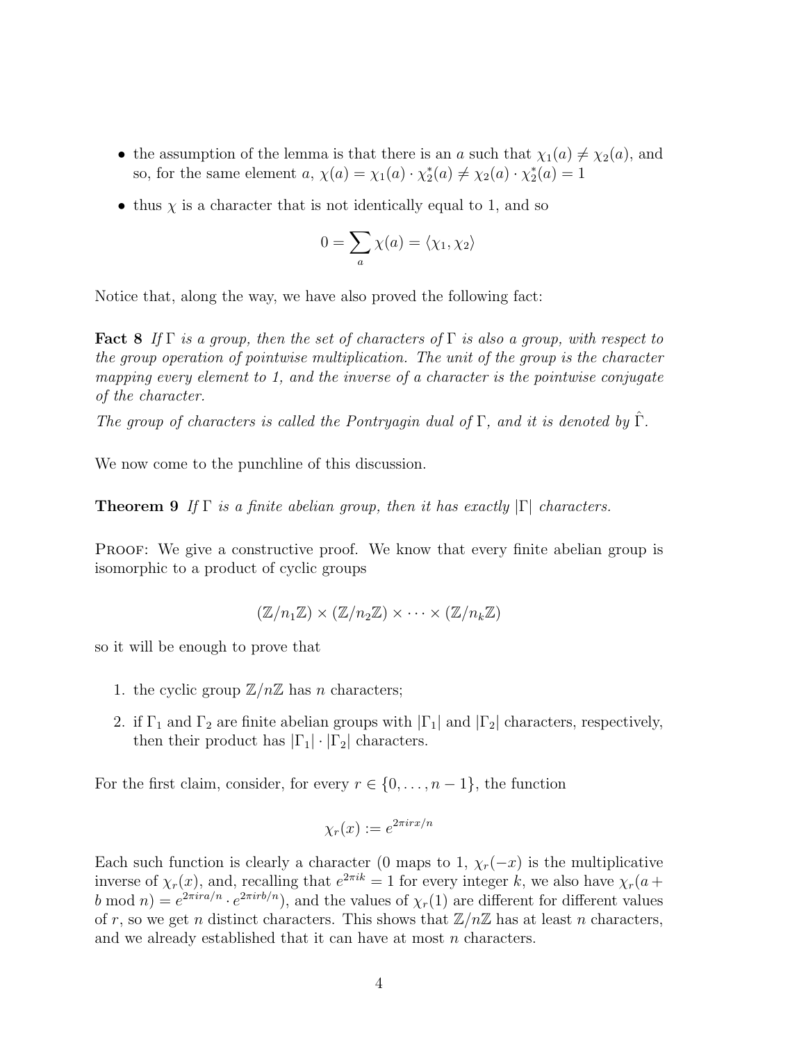- the assumption of the lemma is that there is an $a$ such that $\chi_1(a) \neq \chi_2(a)$, and so, for the same element $a$, $\chi(a) = \chi_1(a) \cdot \chi_2^*(a) \neq \chi_2(a) \cdot \chi_2^*(a) = 1$

- thus $\chi$ is a character that is not identically equal to 1, and so

$$0 = \sum_a \chi(a) = \langle \chi_1, \chi_2 \rangle$$

Notice that, along the way, we have also proved the following fact:

**Fact 8** *If $\Gamma$ is a group, then the set of characters of $\Gamma$ is also a group, with respect to the group operation of pointwise multiplication. The unit of the group is the character mapping every element to 1, and the inverse of a character is the pointwise conjugate of the character.*

*The group of characters is called the Pontryagin dual of $\Gamma$, and it is denoted by $\hat{\Gamma}$.*

We now come to the punchline of this discussion.

**Theorem 9** *If $\Gamma$ is a finite abelian group, then it has exactly $|\Gamma|$ characters.*

Proof: We give a constructive proof. We know that every finite abelian group is isomorphic to a product of cyclic groups

$$(\mathbb{Z}/n_1\mathbb{Z}) \times (\mathbb{Z}/n_2\mathbb{Z}) \times \cdots \times (\mathbb{Z}/n_k\mathbb{Z})$$

so it will be enough to prove that

1. the cyclic group $\mathbb{Z}/n\mathbb{Z}$ has $n$ characters;

2. if $\Gamma_1$ and $\Gamma_2$ are finite abelian groups with $|\Gamma_1|$ and $|\Gamma_2|$ characters, respectively, then their product has $|\Gamma_1| \cdot |\Gamma_2|$ characters.

For the first claim, consider, for every $r \in \{0, \ldots, n-1\}$, the function

$$\chi_r(x) := e^{2\pi i r x/n}$$

Each such function is clearly a character (0 maps to 1, $\chi_r(-x)$ is the multiplicative inverse of $\chi_r(x)$, and, recalling that $e^{2\pi i k} = 1$ for every integer $k$, we also have $\chi_r(a + b \bmod n) = e^{2\pi i r a/n} \cdot e^{2\pi i r b/n}$), and the values of $\chi_r(1)$ are different for different values of $r$, so we get $n$ distinct characters. This shows that $\mathbb{Z}/n\mathbb{Z}$ has at least $n$ characters, and we already established that it can have at most $n$ characters.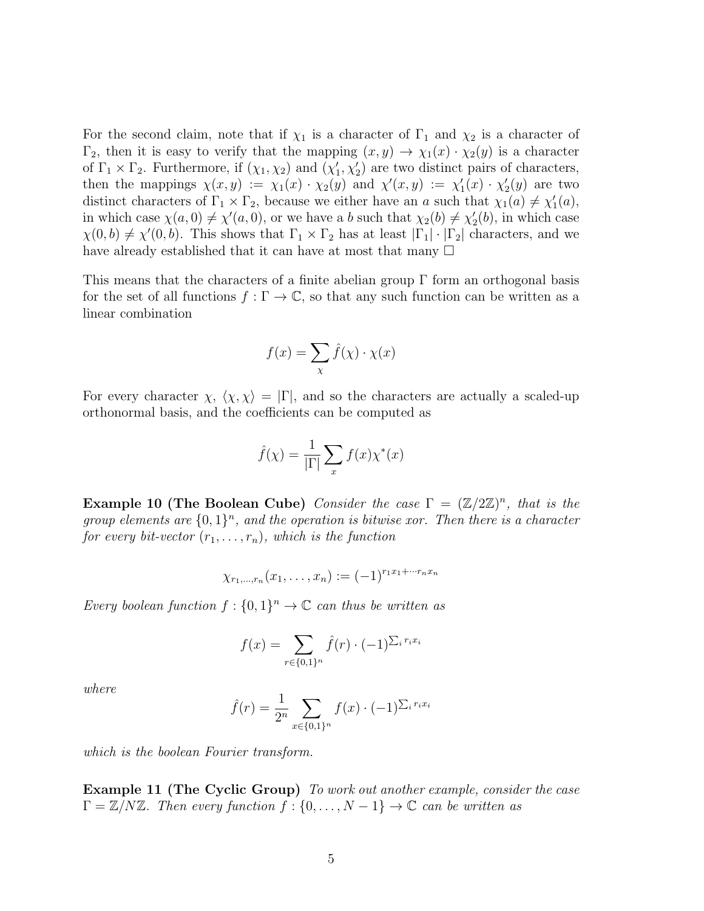For the second claim, note that if $\chi_1$ is a character of $\Gamma_1$ and $\chi_2$ is a character of $\Gamma_2$, then it is easy to verify that the mapping $(x, y) \to \chi_1(x) \cdot \chi_2(y)$ is a character of $\Gamma_1 \times \Gamma_2$. Furthermore, if $(\chi_1, \chi_2)$ and $(\chi'_1, \chi'_2)$ are two distinct pairs of characters, then the mappings $\chi(x, y) := \chi_1(x) \cdot \chi_2(y)$ and $\chi'(x, y) := \chi'_1(x) \cdot \chi'_2(y)$ are two distinct characters of $\Gamma_1 \times \Gamma_2$, because we either have an $a$ such that $\chi_1(a) \neq \chi'_1(a)$, in which case $\chi(a, 0) \neq \chi'(a, 0)$, or we have a $b$ such that $\chi_2(b) \neq \chi'_2(b)$, in which case $\chi(0, b) \neq \chi'(0, b)$. This shows that $\Gamma_1 \times \Gamma_2$ has at least $|\Gamma_1| \cdot |\Gamma_2|$ characters, and we have already established that it can have at most that many □

This means that the characters of a finite abelian group $\Gamma$ form an orthogonal basis for the set of all functions $f : \Gamma \to \mathbb{C}$, so that any such function can be written as a linear combination

$$f(x) = \sum_{\chi} \hat{f}(\chi) \cdot \chi(x)$$

For every character $\chi$, $\langle \chi, \chi \rangle = |\Gamma|$, and so the characters are actually a scaled-up orthonormal basis, and the coefficients can be computed as

$$\hat{f}(\chi) = \frac{1}{|\Gamma|} \sum_{x} f(x)\chi^*(x)$$

**Example 10 (The Boolean Cube)** *Consider the case $\Gamma = (\mathbb{Z}/2\mathbb{Z})^n$, that is the group elements are $\{0, 1\}^n$, and the operation is bitwise xor. Then there is a character for every bit-vector $(r_1, \ldots, r_n)$, which is the function*

$$\chi_{r_1,\ldots,r_n}(x_1, \ldots, x_n) := (-1)^{r_1 x_1 + \cdots r_n x_n}$$

*Every boolean function $f : \{0, 1\}^n \to \mathbb{C}$ can thus be written as*

$$f(x) = \sum_{r \in \{0,1\}^n} \hat{f}(r) \cdot (-1)^{\sum_i r_i x_i}$$

*where*

$$\hat{f}(r) = \frac{1}{2^n} \sum_{x \in \{0,1\}^n} f(x) \cdot (-1)^{\sum_i r_i x_i}$$

*which is the boolean Fourier transform.*

**Example 11 (The Cyclic Group)** *To work out another example, consider the case $\Gamma = \mathbb{Z}/N\mathbb{Z}$. Then every function $f : \{0, \ldots, N - 1\} \to \mathbb{C}$ can be written as*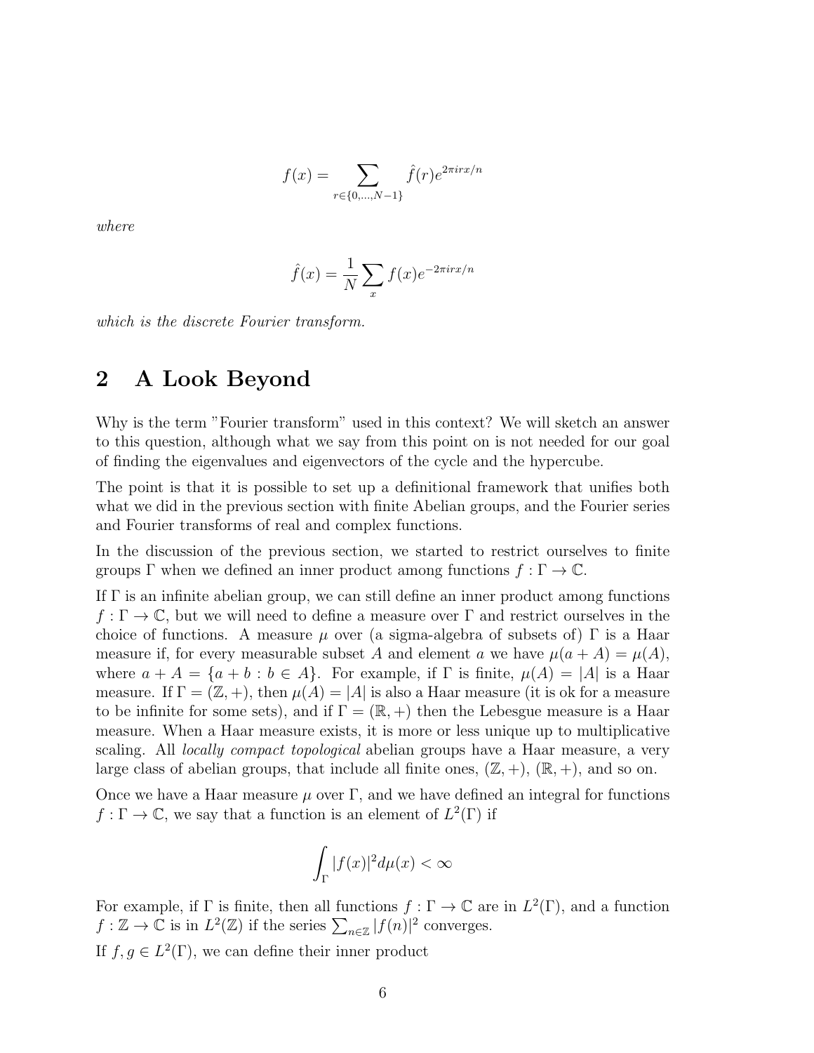$$f(x) = \sum_{r \in \{0,\ldots,N-1\}} \hat{f}(r) e^{2\pi i r x/n}$$

*where*

$$\hat{f}(x) = \frac{1}{N} \sum_x f(x) e^{-2\pi i r x/n}$$

*which is the discrete Fourier transform.*

# 2 A Look Beyond

Why is the term "Fourier transform" used in this context? We will sketch an answer to this question, although what we say from this point on is not needed for our goal of finding the eigenvalues and eigenvectors of the cycle and the hypercube.

The point is that it is possible to set up a definitional framework that unifies both what we did in the previous section with finite Abelian groups, and the Fourier series and Fourier transforms of real and complex functions.

In the discussion of the previous section, we started to restrict ourselves to finite groups $\Gamma$ when we defined an inner product among functions $f : \Gamma \to \mathbb{C}$.

If $\Gamma$ is an infinite abelian group, we can still define an inner product among functions $f : \Gamma \to \mathbb{C}$, but we will need to define a measure over $\Gamma$ and restrict ourselves in the choice of functions. A measure $\mu$ over (a sigma-algebra of subsets of) $\Gamma$ is a Haar measure if, for every measurable subset $A$ and element $a$ we have $\mu(a + A) = \mu(A)$, where $a + A = \{a + b : b \in A\}$. For example, if $\Gamma$ is finite, $\mu(A) = |A|$ is a Haar measure. If $\Gamma = (\mathbb{Z}, +)$, then $\mu(A) = |A|$ is also a Haar measure (it is ok for a measure to be infinite for some sets), and if $\Gamma = (\mathbb{R}, +)$ then the Lebesgue measure is a Haar measure. When a Haar measure exists, it is more or less unique up to multiplicative scaling. All *locally compact topological* abelian groups have a Haar measure, a very large class of abelian groups, that include all finite ones, $(\mathbb{Z}, +)$, $(\mathbb{R}, +)$, and so on.

Once we have a Haar measure $\mu$ over $\Gamma$, and we have defined an integral for functions $f : \Gamma \to \mathbb{C}$, we say that a function is an element of $L^2(\Gamma)$ if

$$\int_\Gamma |f(x)|^2 d\mu(x) < \infty$$

For example, if $\Gamma$ is finite, then all functions $f : \Gamma \to \mathbb{C}$ are in $L^2(\Gamma)$, and a function $f : \mathbb{Z} \to \mathbb{C}$ is in $L^2(\mathbb{Z})$ if the series $\sum_{n \in \mathbb{Z}} |f(n)|^2$ converges.

If $f, g \in L^2(\Gamma)$, we can define their inner product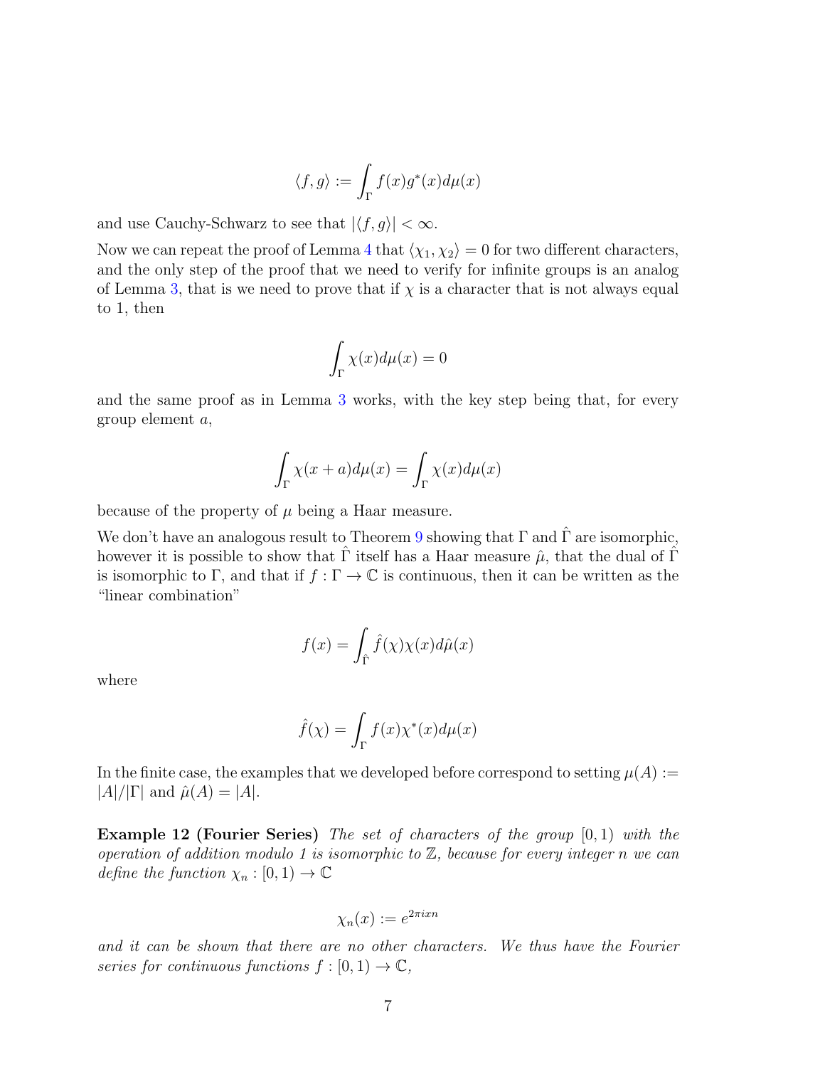$$\langle f, g \rangle := \int_\Gamma f(x) g^*(x) d\mu(x)$$

and use Cauchy-Schwarz to see that $|\langle f, g \rangle| < \infty$.

Now we can repeat the proof of Lemma 4 that $\langle \chi_1, \chi_2 \rangle = 0$ for two different characters, and the only step of the proof that we need to verify for infinite groups is an analog of Lemma 3, that is we need to prove that if $\chi$ is a character that is not always equal to 1, then

$$\int_\Gamma \chi(x) d\mu(x) = 0$$

and the same proof as in Lemma 3 works, with the key step being that, for every group element $a$,

$$\int_\Gamma \chi(x + a) d\mu(x) = \int_\Gamma \chi(x) d\mu(x)$$

because of the property of $\mu$ being a Haar measure.

We don't have an analogous result to Theorem 9 showing that $\Gamma$ and $\hat{\Gamma}$ are isomorphic, however it is possible to show that $\hat{\Gamma}$ itself has a Haar measure $\hat{\mu}$, that the dual of $\hat{\Gamma}$ is isomorphic to $\Gamma$, and that if $f : \Gamma \to \mathbb{C}$ is continuous, then it can be written as the "linear combination"

$$f(x) = \int_{\hat{\Gamma}} \hat{f}(\chi) \chi(x) d\hat{\mu}(x)$$

where

$$\hat{f}(\chi) = \int_\Gamma f(x) \chi^*(x) d\mu(x)$$

In the finite case, the examples that we developed before correspond to setting $\mu(A) := |A|/|\Gamma|$ and $\hat{\mu}(A) = |A|$.

**Example 12 (Fourier Series)** *The set of characters of the group $[0, 1)$ with the operation of addition modulo 1 is isomorphic to $\mathbb{Z}$, because for every integer $n$ we can define the function $\chi_n : [0, 1) \to \mathbb{C}$*

$$\chi_n(x) := e^{2\pi i x n}$$

*and it can be shown that there are no other characters. We thus have the Fourier series for continuous functions $f : [0, 1) \to \mathbb{C}$,*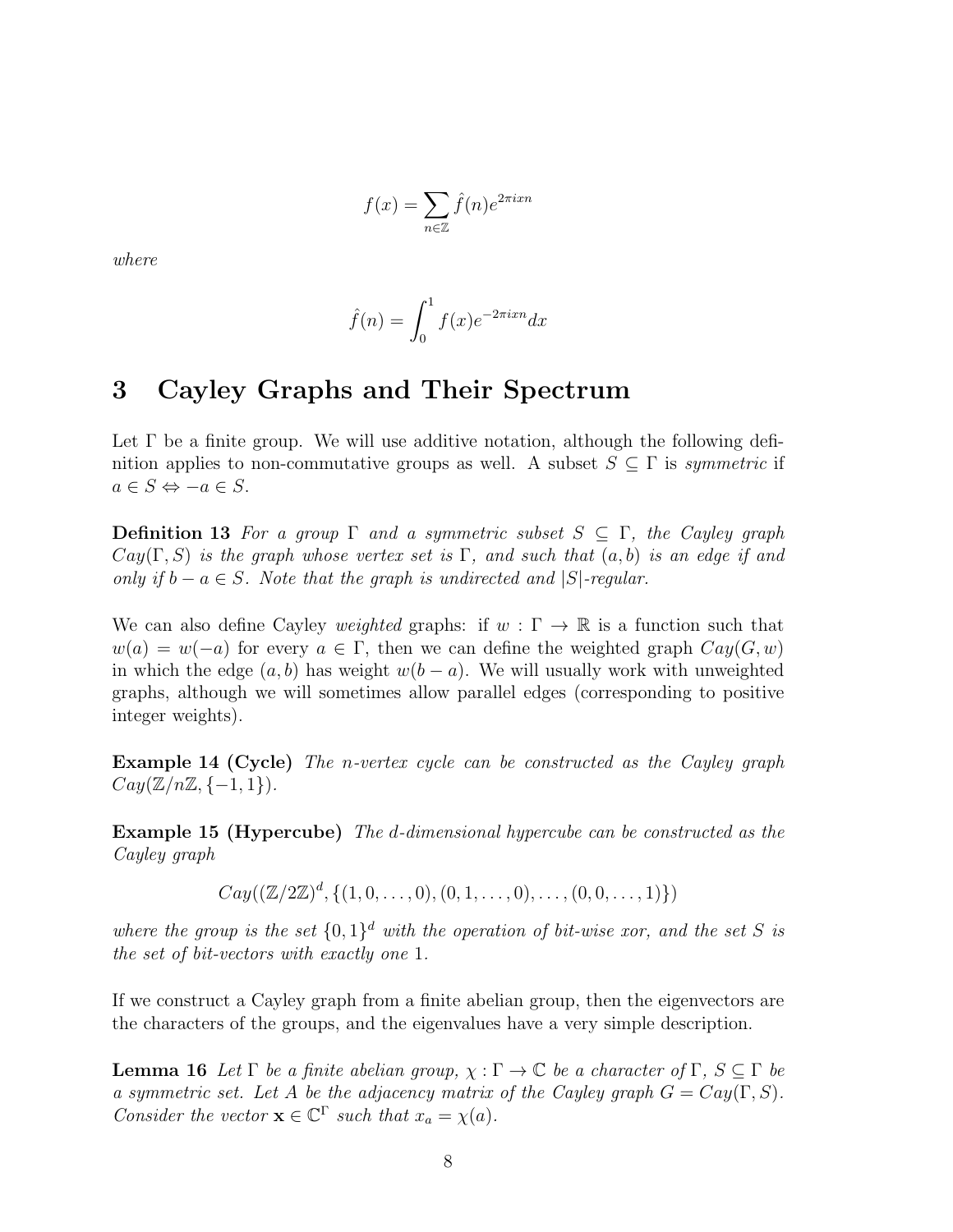$$f(x) = \sum_{n \in \mathbb{Z}} \hat{f}(n) e^{2\pi i x n}$$

*where*

$$\hat{f}(n) = \int_0^1 f(x) e^{-2\pi i x n} dx$$

# 3 Cayley Graphs and Their Spectrum

Let $\Gamma$ be a finite group. We will use additive notation, although the following definition applies to non-commutative groups as well. A subset $S \subseteq \Gamma$ is *symmetric* if $a \in S \Leftrightarrow -a \in S$.

**Definition 13** *For a group $\Gamma$ and a symmetric subset $S \subseteq \Gamma$, the Cayley graph $Cay(\Gamma, S)$ is the graph whose vertex set is $\Gamma$, and such that $(a, b)$ is an edge if and only if $b - a \in S$. Note that the graph is undirected and $|S|$-regular.*

We can also define Cayley *weighted* graphs: if $w : \Gamma \to \mathbb{R}$ is a function such that $w(a) = w(-a)$ for every $a \in \Gamma$, then we can define the weighted graph $Cay(G, w)$ in which the edge $(a, b)$ has weight $w(b - a)$. We will usually work with unweighted graphs, although we will sometimes allow parallel edges (corresponding to positive integer weights).

**Example 14 (Cycle)** *The $n$-vertex cycle can be constructed as the Cayley graph $Cay(\mathbb{Z}/n\mathbb{Z}, \{-1, 1\})$.*

**Example 15 (Hypercube)** *The $d$-dimensional hypercube can be constructed as the Cayley graph*

$$Cay((\mathbb{Z}/2\mathbb{Z})^d, \{(1, 0, \ldots, 0), (0, 1, \ldots, 0), \ldots, (0, 0, \ldots, 1)\})$$

*where the group is the set $\{0, 1\}^d$ with the operation of bit-wise xor, and the set $S$ is the set of bit-vectors with exactly one 1.*

If we construct a Cayley graph from a finite abelian group, then the eigenvectors are the characters of the groups, and the eigenvalues have a very simple description.

**Lemma 16** *Let $\Gamma$ be a finite abelian group, $\chi : \Gamma \to \mathbb{C}$ be a character of $\Gamma$, $S \subseteq \Gamma$ be a symmetric set. Let $A$ be the adjacency matrix of the Cayley graph $G = Cay(\Gamma, S)$. Consider the vector $\mathbf{x} \in \mathbb{C}^\Gamma$ such that $x_a = \chi(a)$.*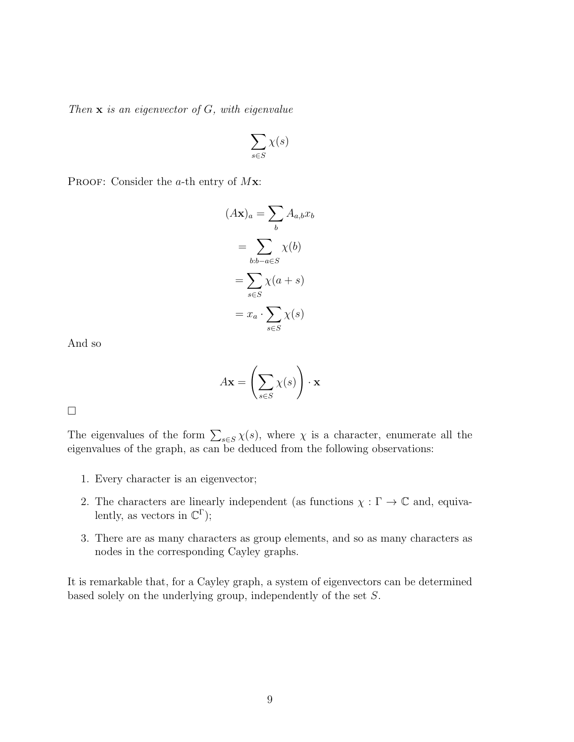*Then* $\mathbf{x}$ *is an eigenvector of* $G$*, with eigenvalue*

$$\sum_{s\in S}\chi(s)$$

PROOF: Consider the $a$-th entry of $M\mathbf{x}$:

$$(A\mathbf{x})_a = \sum_b A_{a,b}x_b$$

$$= \sum_{b:b-a\in S}\chi(b)$$

$$= \sum_{s\in S}\chi(a+s)$$

$$= x_a \cdot \sum_{s\in S}\chi(s)$$

And so

$$A\mathbf{x} = \left(\sum_{s\in S}\chi(s)\right)\cdot \mathbf{x}$$

□

The eigenvalues of the form $\sum_{s\in S}\chi(s)$, where $\chi$ is a character, enumerate all the eigenvalues of the graph, as can be deduced from the following observations:

1. Every character is an eigenvector;
2. The characters are linearly independent (as functions $\chi : \Gamma \to \mathbb{C}$ and, equivalently, as vectors in $\mathbb{C}^\Gamma$);
3. There are as many characters as group elements, and so as many characters as nodes in the corresponding Cayley graphs.

It is remarkable that, for a Cayley graph, a system of eigenvectors can be determined based solely on the underlying group, independently of the set $S$.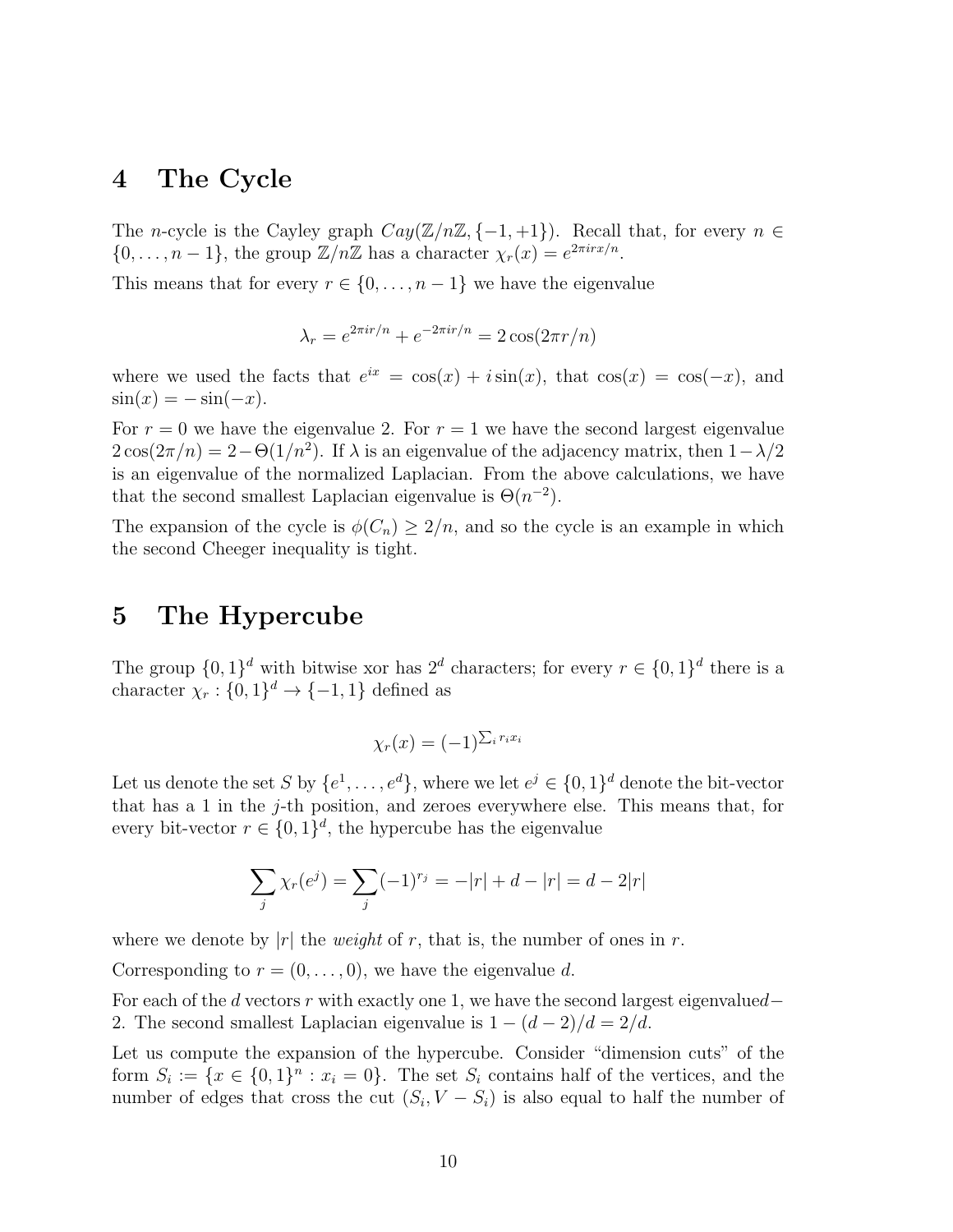# 4 The Cycle

The $n$-cycle is the Cayley graph $Cay(\mathbb{Z}/n\mathbb{Z}, \{-1, +1\})$. Recall that, for every $n \in \{0, \ldots, n-1\}$, the group $\mathbb{Z}/n\mathbb{Z}$ has a character $\chi_r(x) = e^{2\pi i r x/n}$.

This means that for every $r \in \{0, \ldots, n-1\}$ we have the eigenvalue

$$\lambda_r = e^{2\pi i r/n} + e^{-2\pi i r/n} = 2\cos(2\pi r/n)$$

where we used the facts that $e^{ix} = \cos(x) + i\sin(x)$, that $\cos(x) = \cos(-x)$, and $\sin(x) = -\sin(-x)$.

For $r = 0$ we have the eigenvalue 2. For $r = 1$ we have the second largest eigenvalue $2\cos(2\pi/n) = 2 - \Theta(1/n^2)$. If $\lambda$ is an eigenvalue of the adjacency matrix, then $1 - \lambda/2$ is an eigenvalue of the normalized Laplacian. From the above calculations, we have that the second smallest Laplacian eigenvalue is $\Theta(n^{-2})$.

The expansion of the cycle is $\phi(C_n) \geq 2/n$, and so the cycle is an example in which the second Cheeger inequality is tight.

# 5 The Hypercube

The group $\{0,1\}^d$ with bitwise xor has $2^d$ characters; for every $r \in \{0,1\}^d$ there is a character $\chi_r : \{0,1\}^d \to \{-1, 1\}$ defined as

$$\chi_r(x) = (-1)^{\sum_i r_i x_i}$$

Let us denote the set $S$ by $\{e^1, \ldots, e^d\}$, where we let $e^j \in \{0,1\}^d$ denote the bit-vector that has a 1 in the $j$-th position, and zeroes everywhere else. This means that, for every bit-vector $r \in \{0,1\}^d$, the hypercube has the eigenvalue

$$\sum_j \chi_r(e^j) = \sum_j (-1)^{r_j} = -|r| + d - |r| = d - 2|r|$$

where we denote by $|r|$ the *weight* of $r$, that is, the number of ones in $r$.

Corresponding to $r = (0, \ldots, 0)$, we have the eigenvalue $d$.

For each of the $d$ vectors $r$ with exactly one 1, we have the second largest eigenvalue$d-2$. The second smallest Laplacian eigenvalue is $1 - (d-2)/d = 2/d$.

Let us compute the expansion of the hypercube. Consider "dimension cuts" of the form $S_i := \{x \in \{0,1\}^n : x_i = 0\}$. The set $S_i$ contains half of the vertices, and the number of edges that cross the cut $(S_i, V - S_i)$ is also equal to half the number of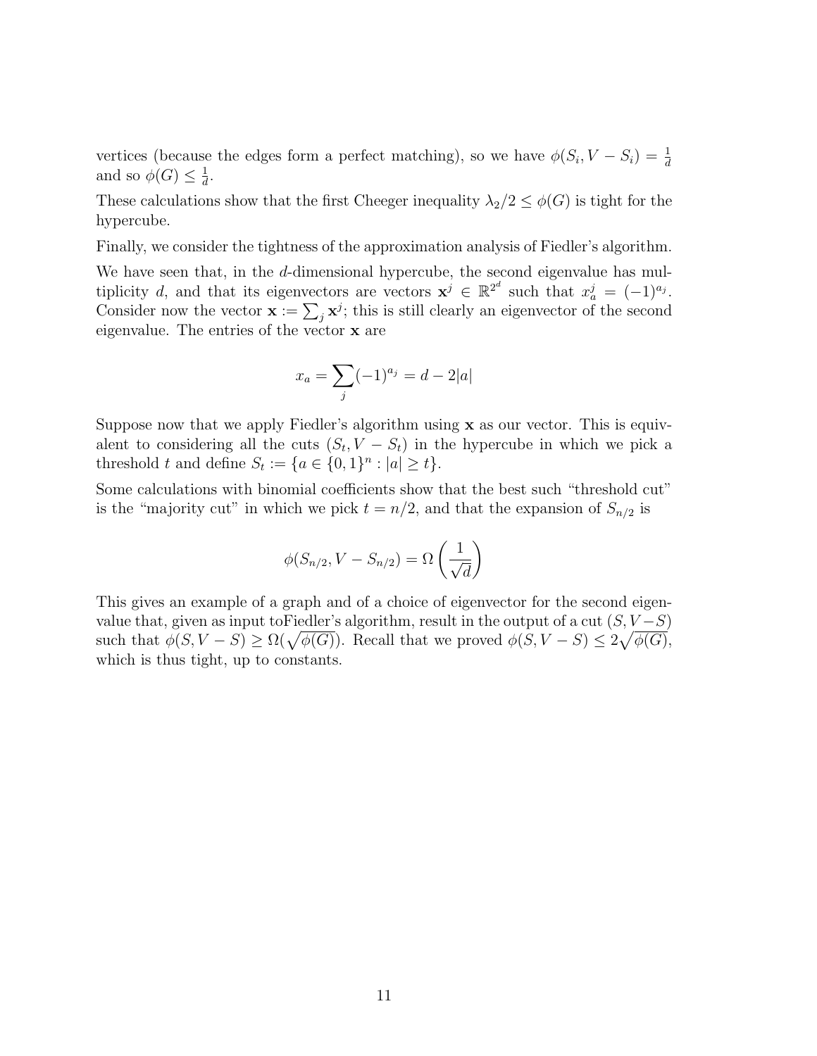vertices (because the edges form a perfect matching), so we have $\phi(S_i, V - S_i) = \frac{1}{d}$ and so $\phi(G) \leq \frac{1}{d}$.

These calculations show that the first Cheeger inequality $\lambda_2/2 \leq \phi(G)$ is tight for the hypercube.

Finally, we consider the tightness of the approximation analysis of Fiedler's algorithm.

We have seen that, in the $d$-dimensional hypercube, the second eigenvalue has multiplicity $d$, and that its eigenvectors are vectors $\mathbf{x}^j \in \mathbb{R}^{2^d}$ such that $x_a^j = (-1)^{a_j}$. Consider now the vector $\mathbf{x} := \sum_j \mathbf{x}^j$; this is still clearly an eigenvector of the second eigenvalue. The entries of the vector $\mathbf{x}$ are

$$x_a = \sum_j (-1)^{a_j} = d - 2|a|$$

Suppose now that we apply Fiedler's algorithm using $\mathbf{x}$ as our vector. This is equivalent to considering all the cuts $(S_t, V - S_t)$ in the hypercube in which we pick a threshold $t$ and define $S_t := \{a \in \{0,1\}^n : |a| \geq t\}$.

Some calculations with binomial coefficients show that the best such "threshold cut" is the "majority cut" in which we pick $t = n/2$, and that the expansion of $S_{n/2}$ is

$$\phi(S_{n/2}, V - S_{n/2}) = \Omega\left(\frac{1}{\sqrt{d}}\right)$$

This gives an example of a graph and of a choice of eigenvector for the second eigenvalue that, given as input toFiedler's algorithm, result in the output of a cut $(S, V - S)$ such that $\phi(S, V - S) \geq \Omega(\sqrt{\phi(G)})$. Recall that we proved $\phi(S, V - S) \leq 2\sqrt{\phi(G)}$, which is thus tight, up to constants.